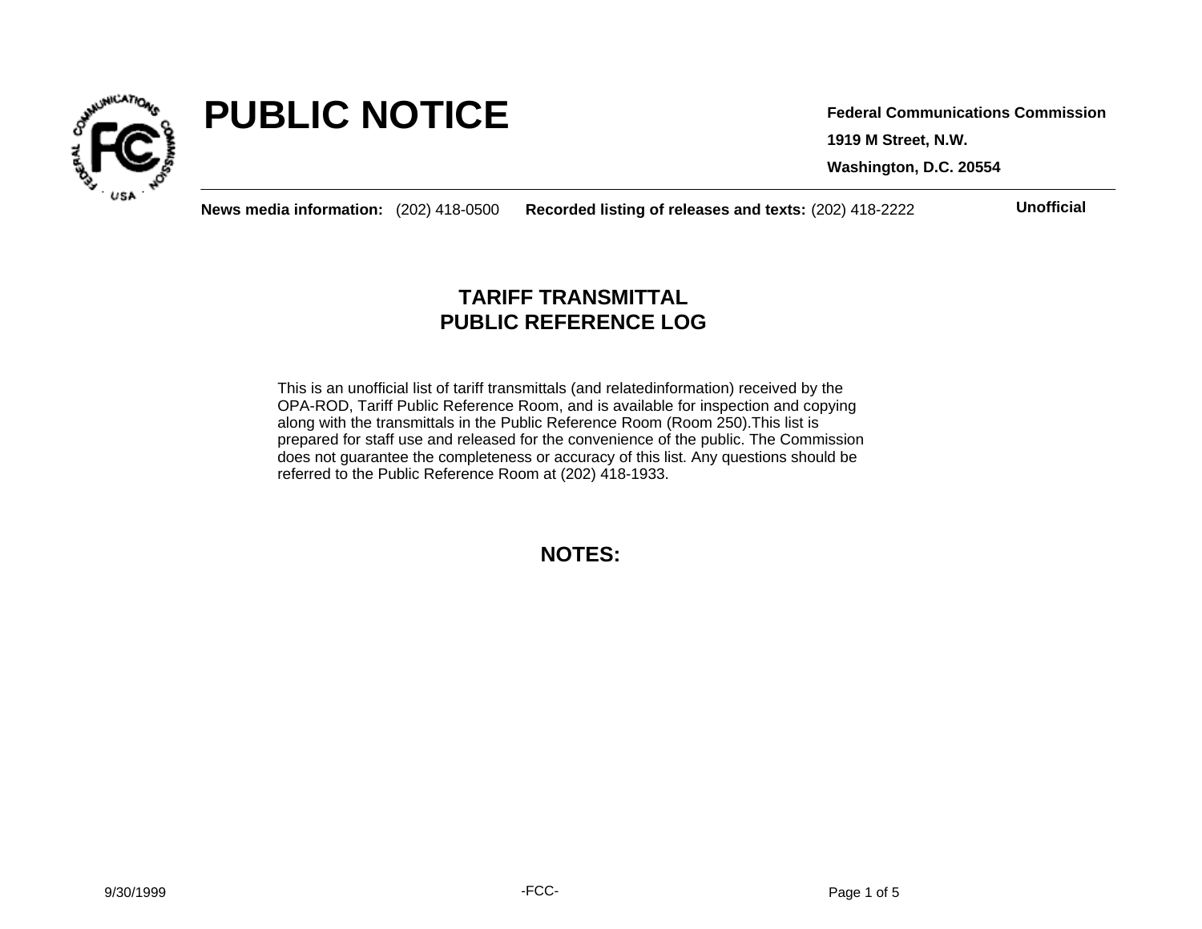# PUBLIC NOTICE

**Federal Communications Commission**

**1919 M Street, N.W.**

**Washington, D.C. 20554**

**News media information:** (202) 418-0500 **Recorded listing of releases and texts:** (202) 418-2222 **Unofficial**

## TARIFF TRANSMITTAL
## PUBLIC REFERENCE LOG

This is an unofficial list of tariff transmittals (and relatedinformation) received by the OPA-ROD, Tariff Public Reference Room, and is available for inspection and copying along with the transmittals in the Public Reference Room (Room 250).This list is prepared for staff use and released for the convenience of the public. The Commission does not guarantee the completeness or accuracy of this list. Any questions should be referred to the Public Reference Room at (202) 418-1933.

## NOTES:

9/30/1999

-FCC-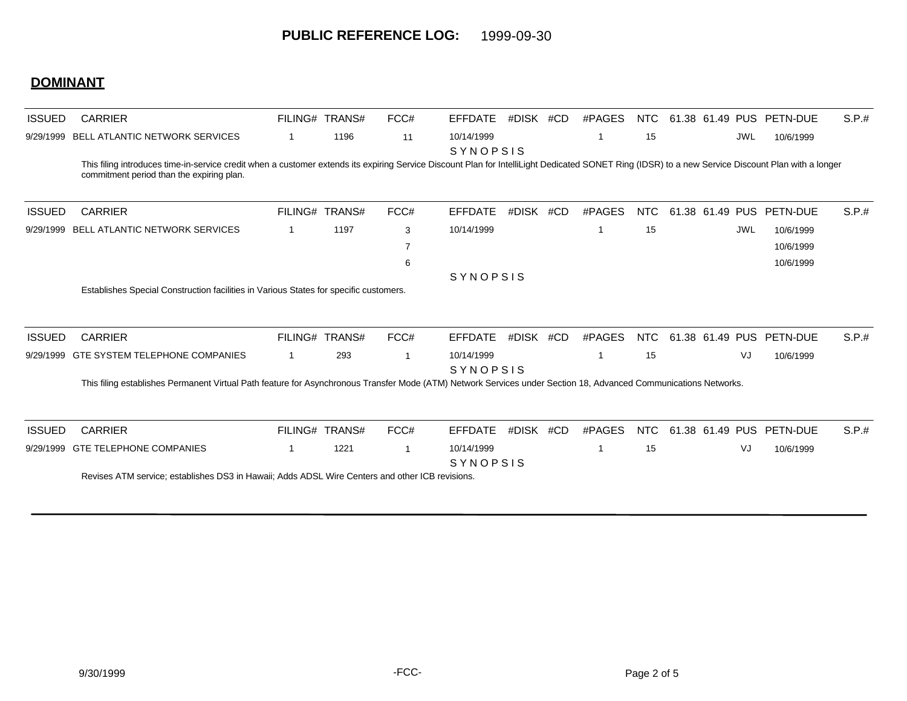**PUBLIC REFERENCE LOG:** 1999-09-30

## DOMINANT

| ISSUED | CARRIER | FILING# | TRANS# | FCC# | EFFDATE | #DISK | #CD | #PAGES | NTC | 61.38 | 61.49 | PUS | PETN-DUE | S.P.# |
|---|---|---|---|---|---|---|---|---|---|---|---|---|---|---|
| 9/29/1999 | BELL ATLANTIC NETWORK SERVICES | 1 | 1196 | 11 | 10/14/1999 | | | 1 | 15 | | | JWL | 10/6/1999 | |

**SYNOPSIS**

This filing introduces time-in-service credit when a customer extends its expiring Service Discount Plan for IntelliLight Dedicated SONET Ring (IDSR) to a new Service Discount Plan with a longer commitment period than the expiring plan.

| ISSUED | CARRIER | FILING# | TRANS# | FCC# | EFFDATE | #DISK | #CD | #PAGES | NTC | 61.38 | 61.49 | PUS | PETN-DUE | S.P.# |
|---|---|---|---|---|---|---|---|---|---|---|---|---|---|---|
| 9/29/1999 | BELL ATLANTIC NETWORK SERVICES | 1 | 1197 | 3 | 10/14/1999 | | | 1 | 15 | | | JWL | 10/6/1999 | |
| | | | | 7 | | | | | | | | | 10/6/1999 | |
| | | | | 6 | | | | | | | | | 10/6/1999 | |

**SYNOPSIS**

Establishes Special Construction facilities in Various States for specific customers.

| ISSUED | CARRIER | FILING# | TRANS# | FCC# | EFFDATE | #DISK | #CD | #PAGES | NTC | 61.38 | 61.49 | PUS | PETN-DUE | S.P.# |
|---|---|---|---|---|---|---|---|---|---|---|---|---|---|---|
| 9/29/1999 | GTE SYSTEM TELEPHONE COMPANIES | 1 | 293 | 1 | 10/14/1999 | | | 1 | 15 | | | VJ | 10/6/1999 | |

**SYNOPSIS**

This filing establishes Permanent Virtual Path feature for Asynchronous Transfer Mode (ATM) Network Services under Section 18, Advanced Communications Networks.

| ISSUED | CARRIER | FILING# | TRANS# | FCC# | EFFDATE | #DISK | #CD | #PAGES | NTC | 61.38 | 61.49 | PUS | PETN-DUE | S.P.# |
|---|---|---|---|---|---|---|---|---|---|---|---|---|---|---|
| 9/29/1999 | GTE TELEPHONE COMPANIES | 1 | 1221 | 1 | 10/14/1999 | | | 1 | 15 | | | VJ | 10/6/1999 | |

**SYNOPSIS**

Revises ATM service; establishes DS3 in Hawaii; Adds ADSL Wire Centers and other ICB revisions.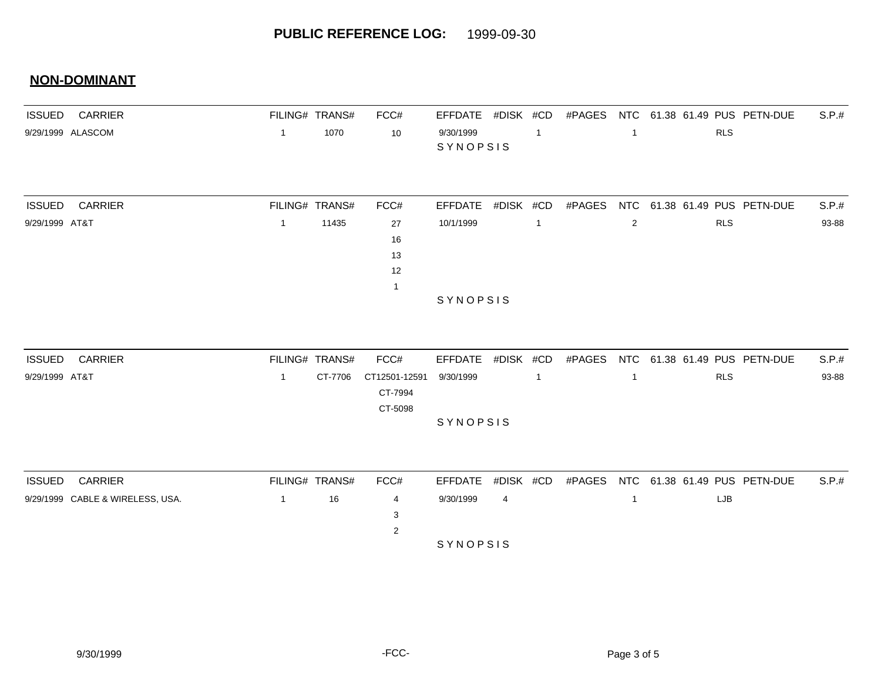**PUBLIC REFERENCE LOG:** 1999-09-30

## NON-DOMINANT

| ISSUED | CARRIER | FILING# | TRANS# | FCC# | EFFDATE | #DISK | #CD | #PAGES | NTC | 61.38 | 61.49 | PUS | PETN-DUE | S.P.# |
|---|---|---|---|---|---|---|---|---|---|---|---|---|---|---|
| 9/29/1999 | ALASCOM | 1 | 1070 | 10 | 9/30/1999 | | 1 | | 1 | | | RLS | | |
| | | | | | SYNOPSIS | | | | | | | | | |

| ISSUED | CARRIER | FILING# | TRANS# | FCC# | EFFDATE | #DISK | #CD | #PAGES | NTC | 61.38 | 61.49 | PUS | PETN-DUE | S.P.# |
|---|---|---|---|---|---|---|---|---|---|---|---|---|---|---|
| 9/29/1999 | AT&T | 1 | 11435 | 27 | 10/1/1999 | | 1 | | 2 | | | RLS | | 93-88 |
| | | | | 16 | | | | | | | | | | |
| | | | | 13 | | | | | | | | | | |
| | | | | 12 | | | | | | | | | | |
| | | | | 1 | | | | | | | | | | |
| | | | | | SYNOPSIS | | | | | | | | | |

| ISSUED | CARRIER | FILING# | TRANS# | FCC# | EFFDATE | #DISK | #CD | #PAGES | NTC | 61.38 | 61.49 | PUS | PETN-DUE | S.P.# |
|---|---|---|---|---|---|---|---|---|---|---|---|---|---|---|
| 9/29/1999 | AT&T | 1 | CT-7706 | CT12501-12591 | 9/30/1999 | | 1 | | 1 | | | RLS | | 93-88 |
| | | | | CT-7994 | | | | | | | | | | |
| | | | | CT-5098 | | | | | | | | | | |
| | | | | | SYNOPSIS | | | | | | | | | |

| ISSUED | CARRIER | FILING# | TRANS# | FCC# | EFFDATE | #DISK | #CD | #PAGES | NTC | 61.38 | 61.49 | PUS | PETN-DUE | S.P.# |
|---|---|---|---|---|---|---|---|---|---|---|---|---|---|---|
| 9/29/1999 | CABLE & WIRELESS, USA. | 1 | 16 | 4 | 9/30/1999 | 4 | | | 1 | | | LJB | | |
| | | | | 3 | | | | | | | | | | |
| | | | | 2 | | | | | | | | | | |
| | | | | | SYNOPSIS | | | | | | | | | |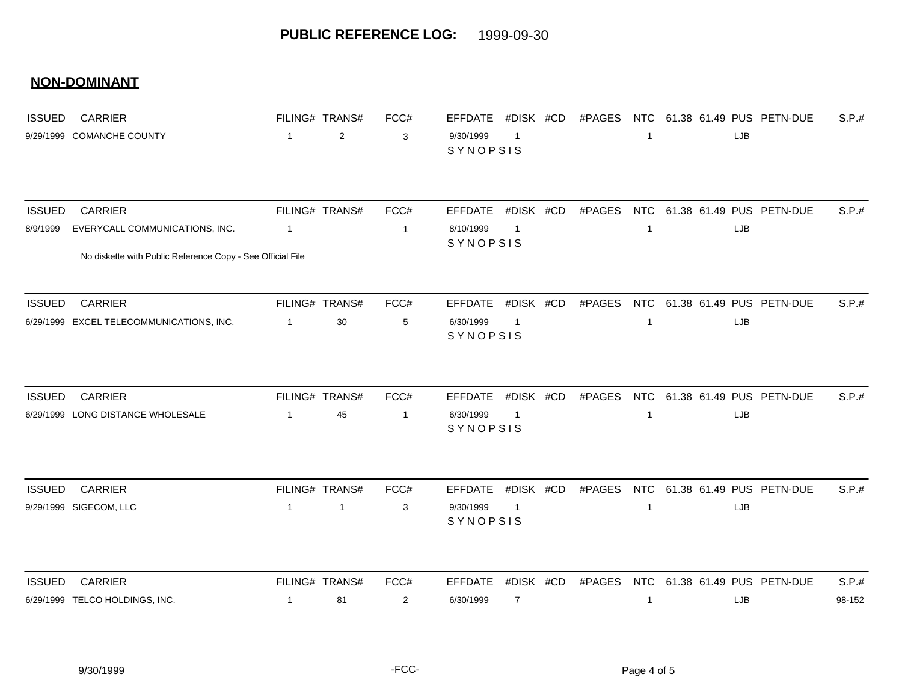**PUBLIC REFERENCE LOG:** 1999-09-30

## NON-DOMINANT

| ISSUED | CARRIER | FILING# | TRANS# | FCC# | EFFDATE | #DISK | #CD | #PAGES | NTC | 61.38 | 61.49 | PUS | PETN-DUE | S.P.# |
|---|---|---|---|---|---|---|---|---|---|---|---|---|---|---|
| 9/29/1999 | COMANCHE COUNTY | 1 | 2 | 3 | 9/30/1999 | 1 | | | 1 | | | LJB | | |
| | | | | | SYNOPSIS | | | | | | | | | |

| ISSUED | CARRIER | FILING# | TRANS# | FCC# | EFFDATE | #DISK | #CD | #PAGES | NTC | 61.38 | 61.49 | PUS | PETN-DUE | S.P.# |
|---|---|---|---|---|---|---|---|---|---|---|---|---|---|---|
| 8/9/1999 | EVERYCALL COMMUNICATIONS, INC. | 1 | | 1 | 8/10/1999 | 1 | | | 1 | | | LJB | | |
| | | | | | SYNOPSIS | | | | | | | | | |

No diskette with Public Reference Copy - See Official File

| ISSUED | CARRIER | FILING# | TRANS# | FCC# | EFFDATE | #DISK | #CD | #PAGES | NTC | 61.38 | 61.49 | PUS | PETN-DUE | S.P.# |
|---|---|---|---|---|---|---|---|---|---|---|---|---|---|---|
| 6/29/1999 | EXCEL TELECOMMUNICATIONS, INC. | 1 | 30 | 5 | 6/30/1999 | 1 | | | 1 | | | LJB | | |
| | | | | | SYNOPSIS | | | | | | | | | |

| ISSUED | CARRIER | FILING# | TRANS# | FCC# | EFFDATE | #DISK | #CD | #PAGES | NTC | 61.38 | 61.49 | PUS | PETN-DUE | S.P.# |
|---|---|---|---|---|---|---|---|---|---|---|---|---|---|---|
| 6/29/1999 | LONG DISTANCE WHOLESALE | 1 | 45 | 1 | 6/30/1999 | 1 | | | 1 | | | LJB | | |
| | | | | | SYNOPSIS | | | | | | | | | |

| ISSUED | CARRIER | FILING# | TRANS# | FCC# | EFFDATE | #DISK | #CD | #PAGES | NTC | 61.38 | 61.49 | PUS | PETN-DUE | S.P.# |
|---|---|---|---|---|---|---|---|---|---|---|---|---|---|---|
| 9/29/1999 | SIGECOM, LLC | 1 | 1 | 3 | 9/30/1999 | 1 | | | 1 | | | LJB | | |
| | | | | | SYNOPSIS | | | | | | | | | |

| ISSUED | CARRIER | FILING# | TRANS# | FCC# | EFFDATE | #DISK | #CD | #PAGES | NTC | 61.38 | 61.49 | PUS | PETN-DUE | S.P.# |
|---|---|---|---|---|---|---|---|---|---|---|---|---|---|---|
| 6/29/1999 | TELCO HOLDINGS, INC. | 1 | 81 | 2 | 6/30/1999 | 7 | | | 1 | | | LJB | | 98-152 |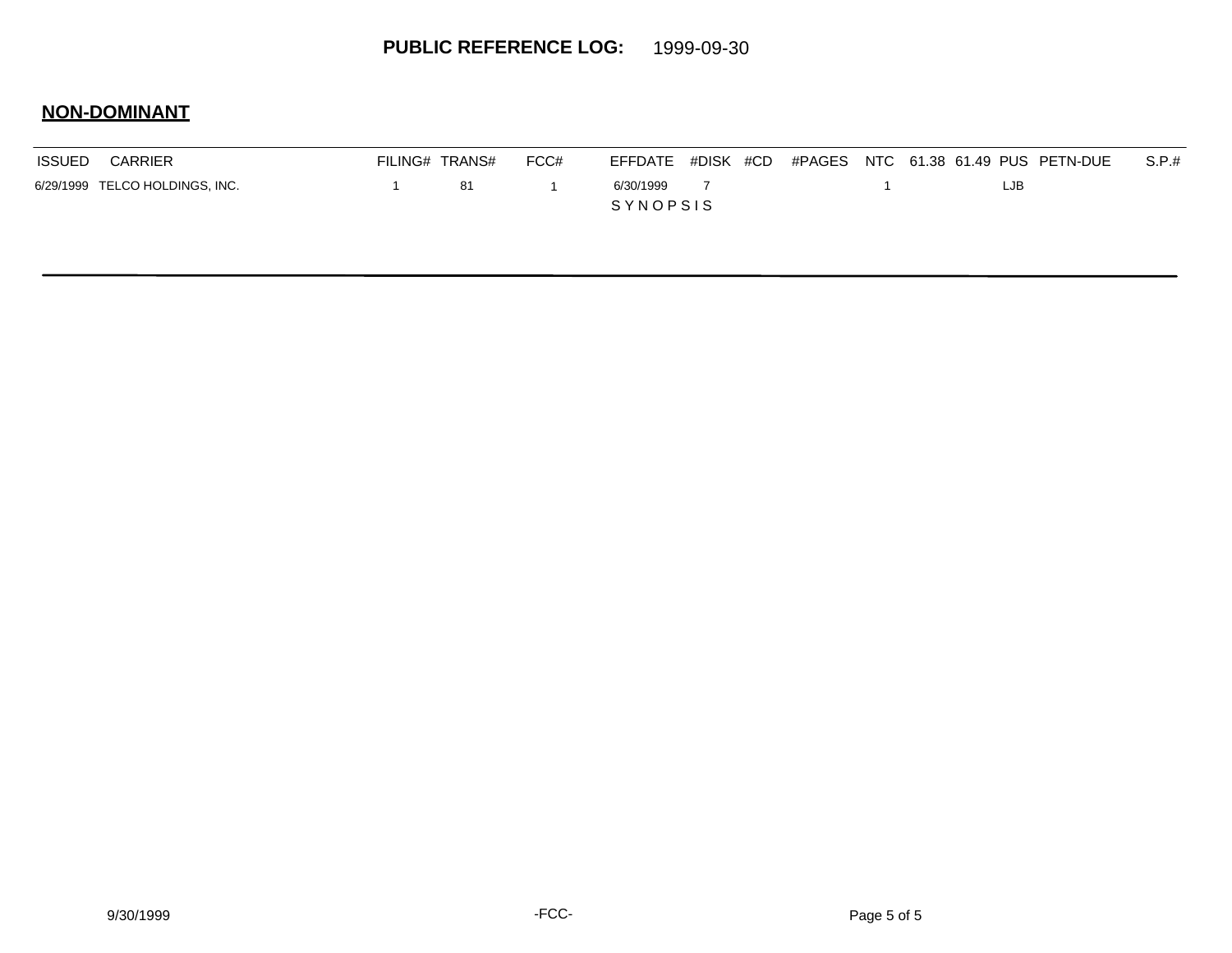**PUBLIC REFERENCE LOG:** 1999-09-30

## NON-DOMINANT

| ISSUED | CARRIER | FILING# | TRANS# | FCC# | EFFDATE | #DISK | #CD | #PAGES | NTC | 61.38 | 61.49 | PUS | PETN-DUE | S.P.# |
|---|---|---|---|---|---|---|---|---|---|---|---|---|---|---|
| 6/29/1999 | TELCO HOLDINGS, INC. | 1 | 81 | 1 | 6/30/1999 | 7 | | | 1 | | | LJB | | |

S Y N O P S I S

9/30/1999

-FCC-